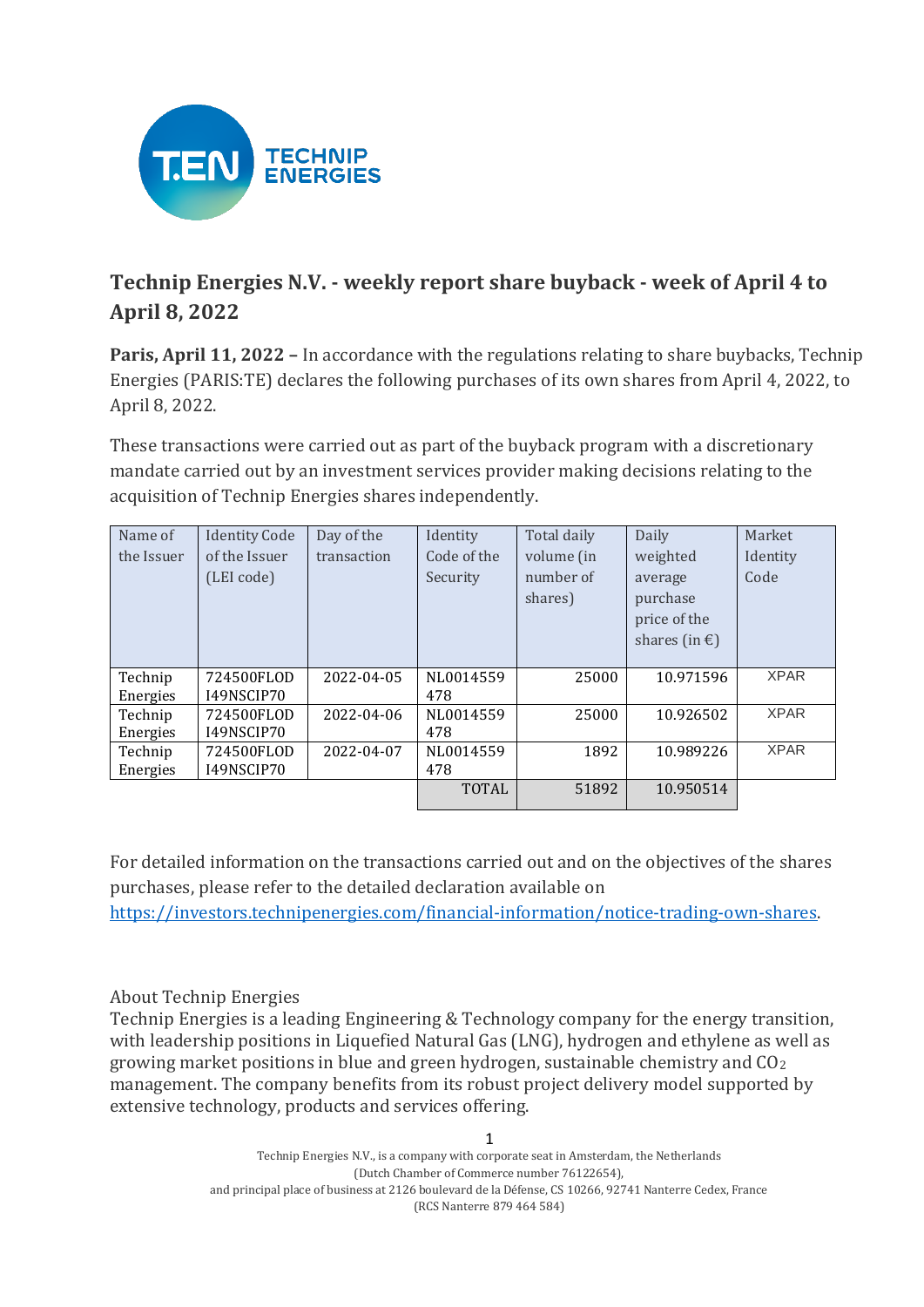# Technip Energies N.V. - weekly report share buyback - week of April 4 to April 8, 2022

**Paris, April 11, 2022 –** In accordance with the regulations relating to share buybacks, Technip Energies (PARIS:TE) declares the following purchases of its own shares from April 4, 2022, to April 8, 2022.

These transactions were carried out as part of the buyback program with a discretionary mandate carried out by an investment services provider making decisions relating to the acquisition of Technip Energies shares independently.

| Name of the Issuer | Identity Code of the Issuer (LEI code) | Day of the transaction | Identity Code of the Security | Total daily volume (in number of shares) | Daily weighted average purchase price of the shares (in €) | Market Identity Code |
|---|---|---|---|---|---|---|
| Technip Energies | 724500FLODI49NSCIP70 | 2022-04-05 | NL0014559478 | 25000 | 10.971596 | XPAR |
| Technip Energies | 724500FLODI49NSCIP70 | 2022-04-06 | NL0014559478 | 25000 | 10.926502 | XPAR |
| Technip Energies | 724500FLODI49NSCIP70 | 2022-04-07 | NL0014559478 | 1892 | 10.989226 | XPAR |
| | | | TOTAL | 51892 | 10.950514 | |

For detailed information on the transactions carried out and on the objectives of the shares purchases, please refer to the detailed declaration available on https://investors.technipenergies.com/financial-information/notice-trading-own-shares.

About Technip Energies
Technip Energies is a leading Engineering & Technology company for the energy transition, with leadership positions in Liquefied Natural Gas (LNG), hydrogen and ethylene as well as growing market positions in blue and green hydrogen, sustainable chemistry and $CO_2$ management. The company benefits from its robust project delivery model supported by extensive technology, products and services offering.

Technip Energies N.V., is a company with corporate seat in Amsterdam, the Netherlands (Dutch Chamber of Commerce number 76122654), and principal place of business at 2126 boulevard de la Défense, CS 10266, 92741 Nanterre Cedex, France (RCS Nanterre 879 464 584)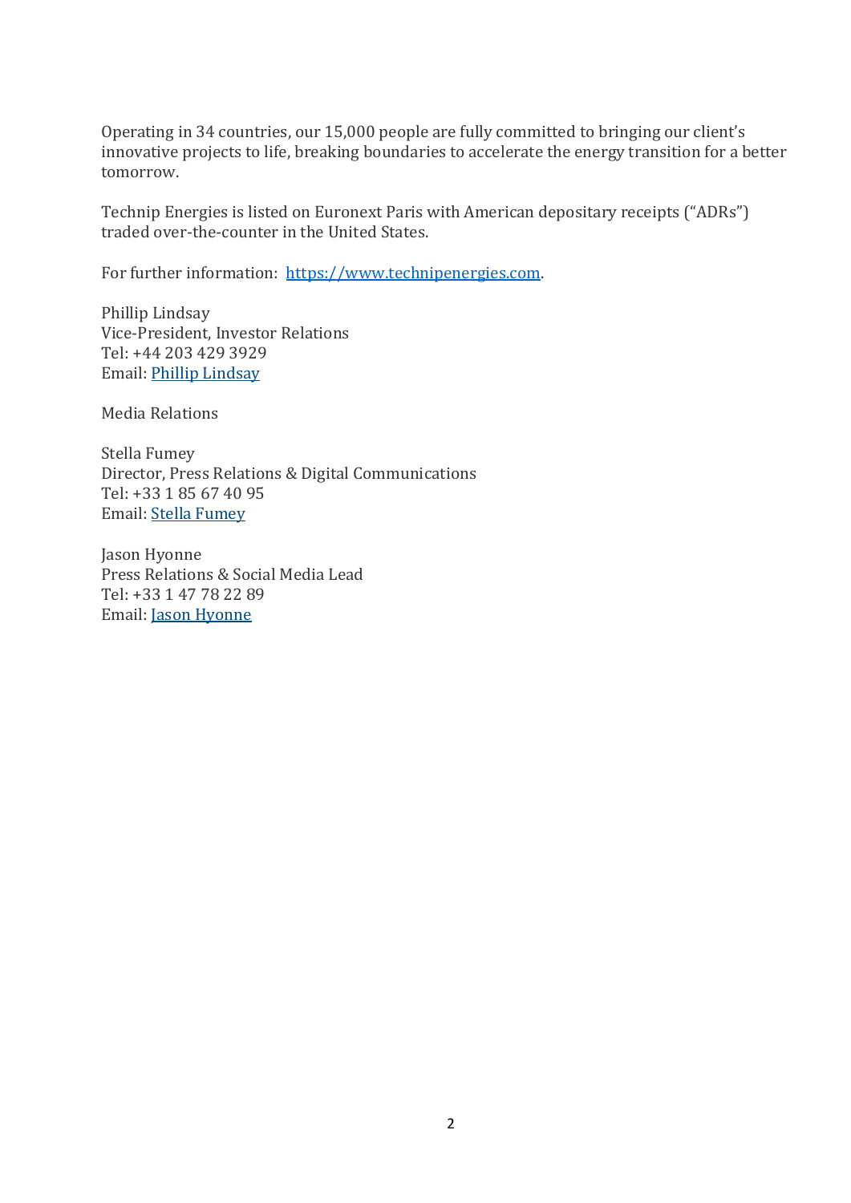Operating in 34 countries, our 15,000 people are fully committed to bringing our client's innovative projects to life, breaking boundaries to accelerate the energy transition for a better tomorrow.

Technip Energies is listed on Euronext Paris with American depositary receipts ("ADRs") traded over-the-counter in the United States.

For further information: [https://www.technipenergies.com](https://www.technipenergies.com).

Phillip Lindsay
Vice-President, Investor Relations
Tel: +44 203 429 3929
Email: Phillip Lindsay

Media Relations

Stella Fumey
Director, Press Relations & Digital Communications
Tel: +33 1 85 67 40 95
Email: Stella Fumey

Jason Hyonne
Press Relations & Social Media Lead
Tel: +33 1 47 78 22 89
Email: Jason Hyonne